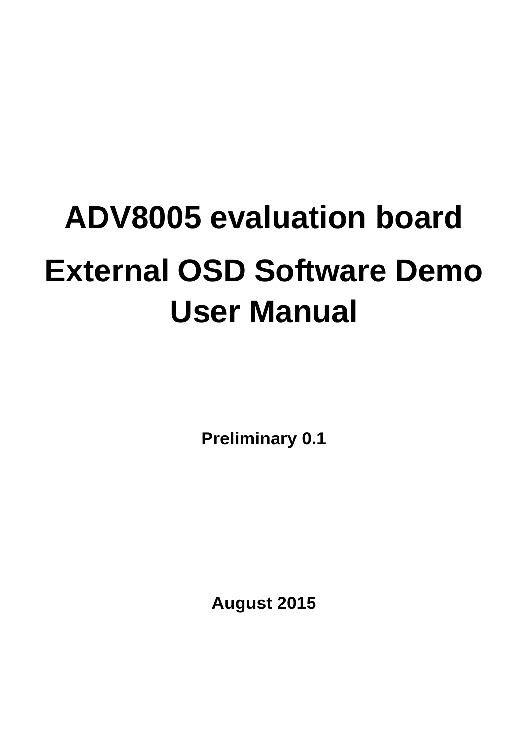# ADV8005 evaluation board

# External OSD Software Demo User Manual

**Preliminary 0.1**

**August 2015**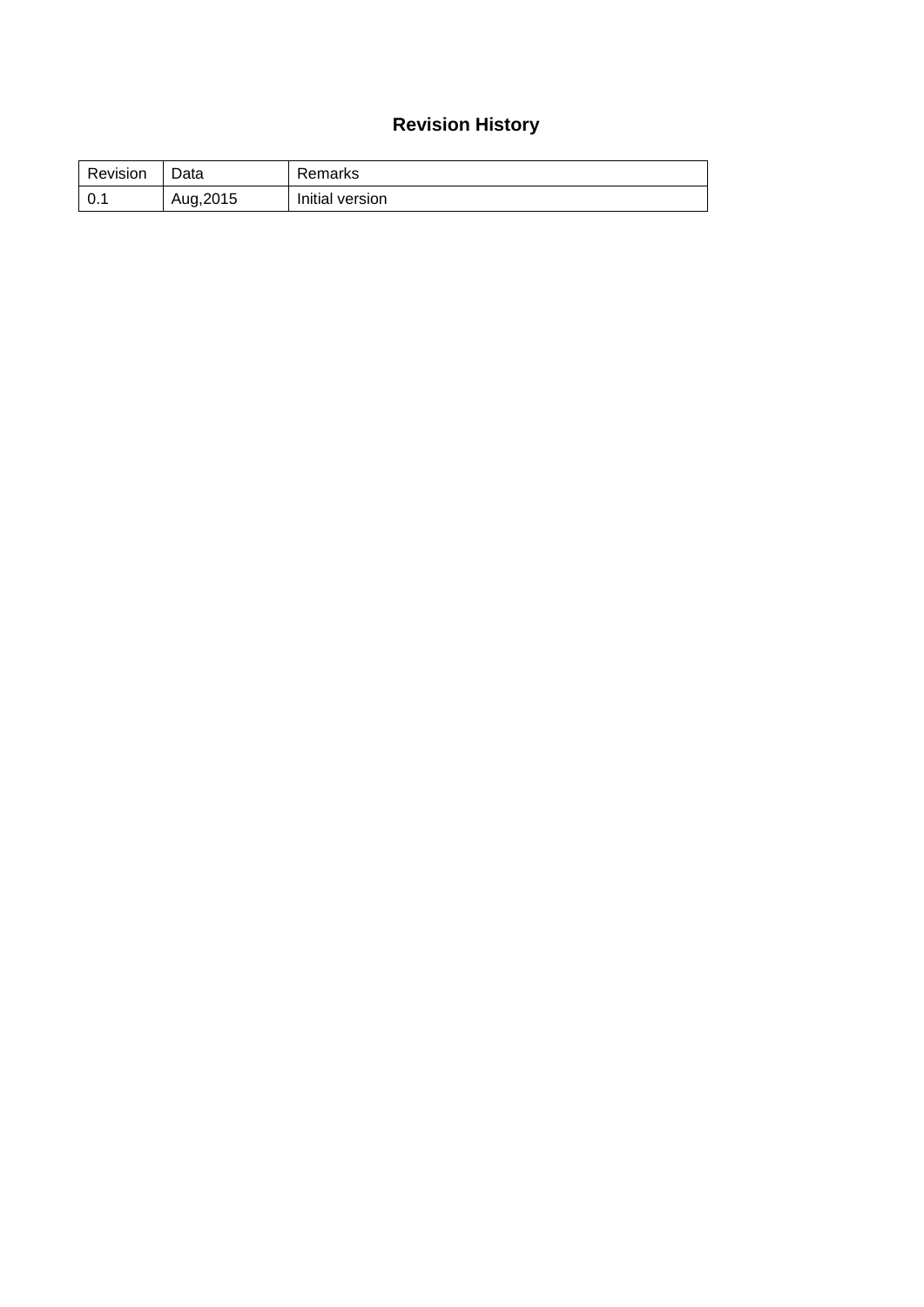# Revision History

| Revision | Data | Remarks |
|---|---|---|
| 0.1 | Aug,2015 | Initial version |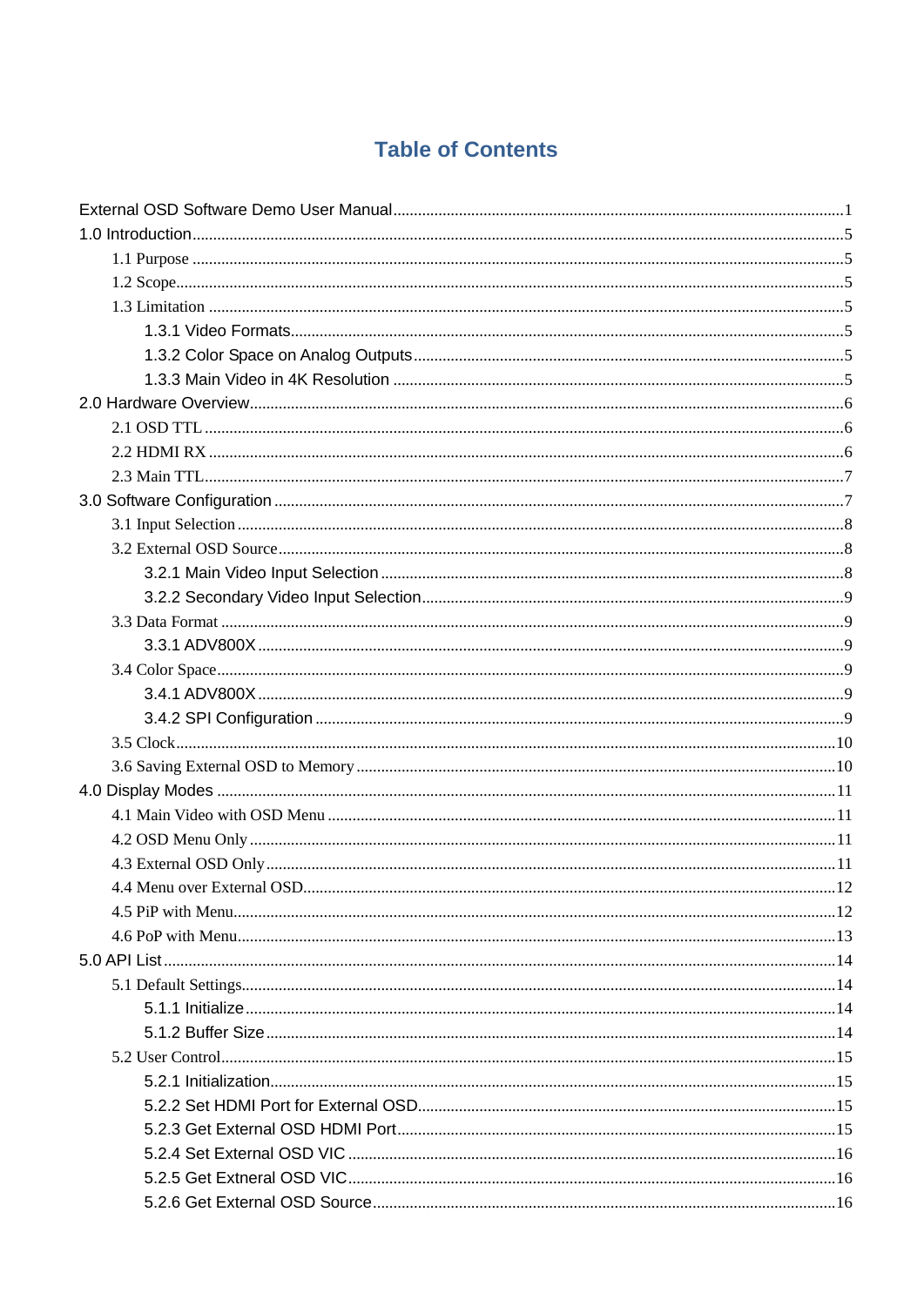# Table of Contents

External OSD Software Demo User Manual ........ 1

1.0 Introduction ........ 5

- 1.1 Purpose ........ 5
- 1.2 Scope ........ 5
- 1.3 Limitation ........ 5
    - 1.3.1 Video Formats ........ 5
    - 1.3.2 Color Space on Analog Outputs ........ 5
    - 1.3.3 Main Video in 4K Resolution ........ 5

2.0 Hardware Overview ........ 6

- 2.1 OSD TTL ........ 6
- 2.2 HDMI RX ........ 6
- 2.3 Main TTL ........ 7

3.0 Software Configuration ........ 7

- 3.1 Input Selection ........ 8
- 3.2 External OSD Source ........ 8
    - 3.2.1 Main Video Input Selection ........ 8
    - 3.2.2 Secondary Video Input Selection ........ 9
- 3.3 Data Format ........ 9
    - 3.3.1 ADV800X ........ 9
- 3.4 Color Space ........ 9
    - 3.4.1 ADV800X ........ 9
    - 3.4.2 SPI Configuration ........ 9
- 3.5 Clock ........ 10
- 3.6 Saving External OSD to Memory ........ 10

4.0 Display Modes ........ 11

- 4.1 Main Video with OSD Menu ........ 11
- 4.2 OSD Menu Only ........ 11
- 4.3 External OSD Only ........ 11
- 4.4 Menu over External OSD ........ 12
- 4.5 PiP with Menu ........ 12
- 4.6 PoP with Menu ........ 13

5.0 API List ........ 14

- 5.1 Default Settings ........ 14
    - 5.1.1 Initialize ........ 14
    - 5.1.2 Buffer Size ........ 14
- 5.2 User Control ........ 15
    - 5.2.1 Initialization ........ 15
    - 5.2.2 Set HDMI Port for External OSD ........ 15
    - 5.2.3 Get External OSD HDMI Port ........ 15
    - 5.2.4 Set External OSD VIC ........ 16
    - 5.2.5 Get Extneral OSD VIC ........ 16
    - 5.2.6 Get External OSD Source ........ 16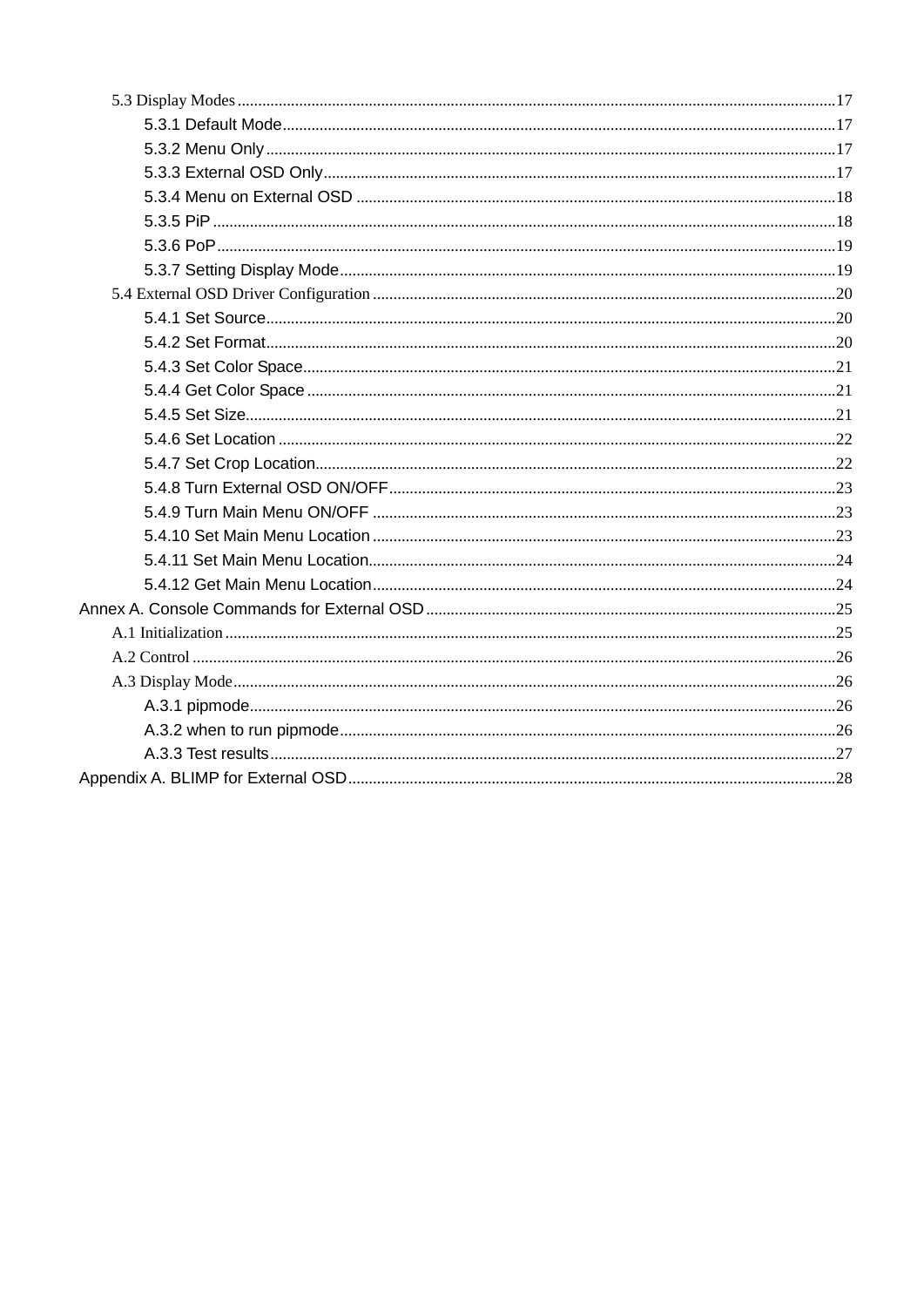5.3 Display Modes ....................................................................................................................................17

5.3.1 Default Mode ....................................................................................................................................17

5.3.2 Menu Only ....................................................................................................................................17

5.3.3 External OSD Only ....................................................................................................................................17

5.3.4 Menu on External OSD ....................................................................................................................................18

5.3.5 PiP ....................................................................................................................................18

5.3.6 PoP ....................................................................................................................................19

5.3.7 Setting Display Mode ....................................................................................................................................19

5.4 External OSD Driver Configuration ....................................................................................................................................20

5.4.1 Set Source ....................................................................................................................................20

5.4.2 Set Format ....................................................................................................................................20

5.4.3 Set Color Space ....................................................................................................................................21

5.4.4 Get Color Space ....................................................................................................................................21

5.4.5 Set Size ....................................................................................................................................21

5.4.6 Set Location ....................................................................................................................................22

5.4.7 Set Crop Location ....................................................................................................................................22

5.4.8 Turn External OSD ON/OFF ....................................................................................................................................23

5.4.9 Turn Main Menu ON/OFF ....................................................................................................................................23

5.4.10 Set Main Menu Location ....................................................................................................................................23

5.4.11 Set Main Menu Location ....................................................................................................................................24

5.4.12 Get Main Menu Location ....................................................................................................................................24

Annex A. Console Commands for External OSD ....................................................................................................................................25

A.1 Initialization ....................................................................................................................................25

A.2 Control ....................................................................................................................................26

A.3 Display Mode ....................................................................................................................................26

A.3.1 pipmode ....................................................................................................................................26

A.3.2 when to run pipmode ....................................................................................................................................26

A.3.3 Test results ....................................................................................................................................27

Appendix A. BLIMP for External OSD ....................................................................................................................................28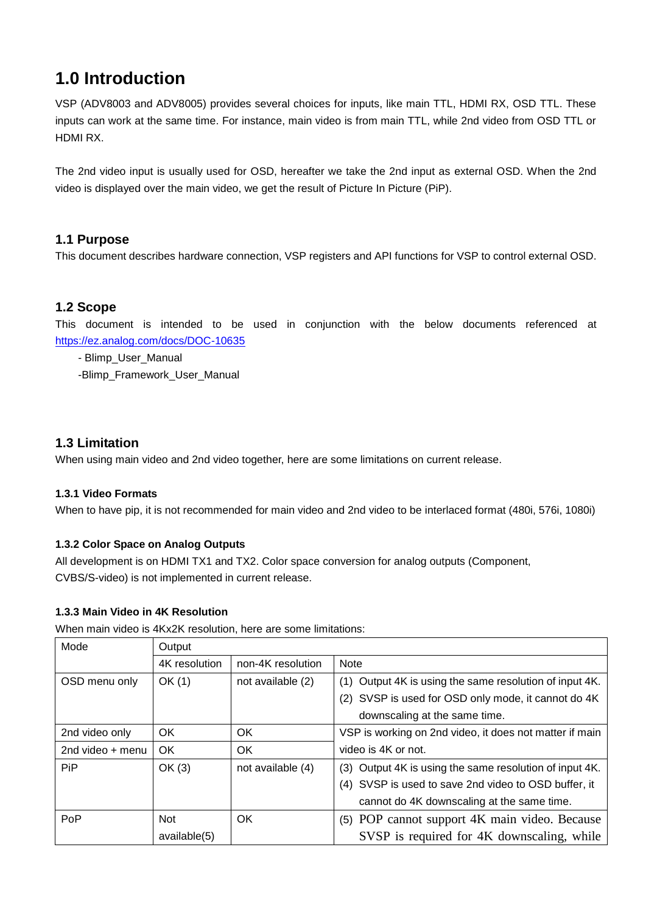# 1.0 Introduction

VSP (ADV8003 and ADV8005) provides several choices for inputs, like main TTL, HDMI RX, OSD TTL. These inputs can work at the same time. For instance, main video is from main TTL, while 2nd video from OSD TTL or HDMI RX.

The 2nd video input is usually used for OSD, hereafter we take the 2nd input as external OSD. When the 2nd video is displayed over the main video, we get the result of Picture In Picture (PiP).

## 1.1 Purpose

This document describes hardware connection, VSP registers and API functions for VSP to control external OSD.

## 1.2 Scope

This document is intended to be used in conjunction with the below documents referenced at https://ez.analog.com/docs/DOC-10635

- Blimp_User_Manual
- Blimp_Framework_User_Manual

## 1.3 Limitation

When using main video and 2nd video together, here are some limitations on current release.

### 1.3.1 Video Formats

When to have pip, it is not recommended for main video and 2nd video to be interlaced format (480i, 576i, 1080i)

### 1.3.2 Color Space on Analog Outputs

All development is on HDMI TX1 and TX2. Color space conversion for analog outputs (Component, CVBS/S-video) is not implemented in current release.

### 1.3.3 Main Video in 4K Resolution

When main video is 4Kx2K resolution, here are some limitations:

| Mode | Output | | |
|---|---|---|---|
| | 4K resolution | non-4K resolution | Note |
| OSD menu only | OK (1) | not available (2) | (1) Output 4K is using the same resolution of input 4K. (2) SVSP is used for OSD only mode, it cannot do 4K downscaling at the same time. |
| 2nd video only | OK | OK | VSP is working on 2nd video, it does not matter if main video is 4K or not. |
| 2nd video + menu | OK | OK | |
| PiP | OK (3) | not available (4) | (3) Output 4K is using the same resolution of input 4K. (4) SVSP is used to save 2nd video to OSD buffer, it cannot do 4K downscaling at the same time. |
| PoP | Not available(5) | OK | (5) POP cannot support 4K main video. Because SVSP is required for 4K downscaling, while |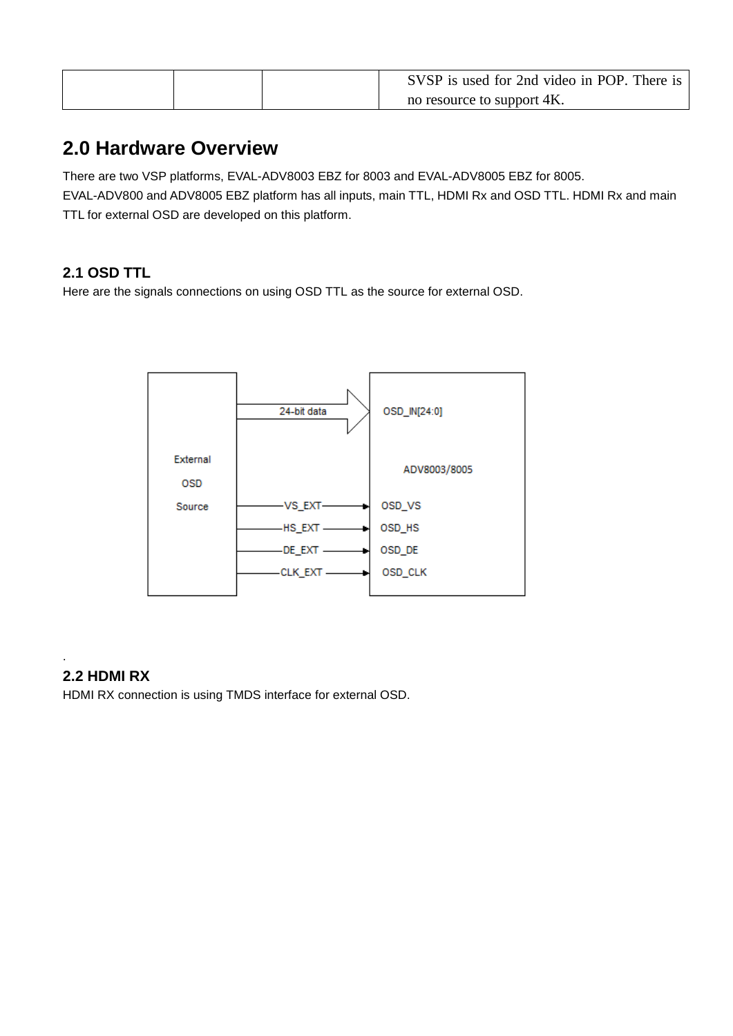| | | | SVSP is used for 2nd video in POP. There is no resource to support 4K. |
|---|---|---|---|

## 2.0 Hardware Overview

There are two VSP platforms, EVAL-ADV8003 EBZ for 8003 and EVAL-ADV8005 EBZ for 8005.
EVAL-ADV800 and ADV8005 EBZ platform has all inputs, main TTL, HDMI Rx and OSD TTL. HDMI Rx and main TTL for external OSD are developed on this platform.

### 2.1 OSD TTL

Here are the signals connections on using OSD TTL as the source for external OSD.

External OSD Source

24-bit data → OSD_IN[24:0]

ADV8003/8005

VS_EXT → OSD_VS

HS_EXT → OSD_HS

DE_EXT → OSD_DE

CLK_EXT → OSD_CLK

.

### 2.2 HDMI RX

HDMI RX connection is using TMDS interface for external OSD.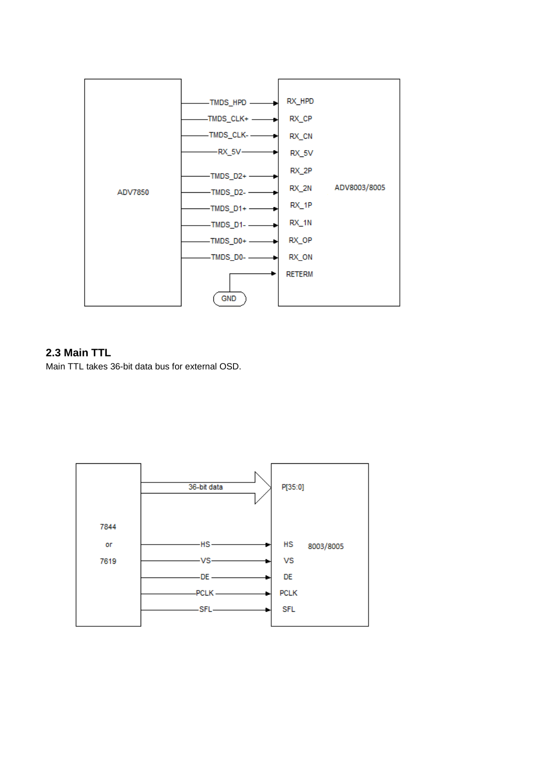## 2.3 Main TTL

Main TTL takes 36-bit data bus for external OSD.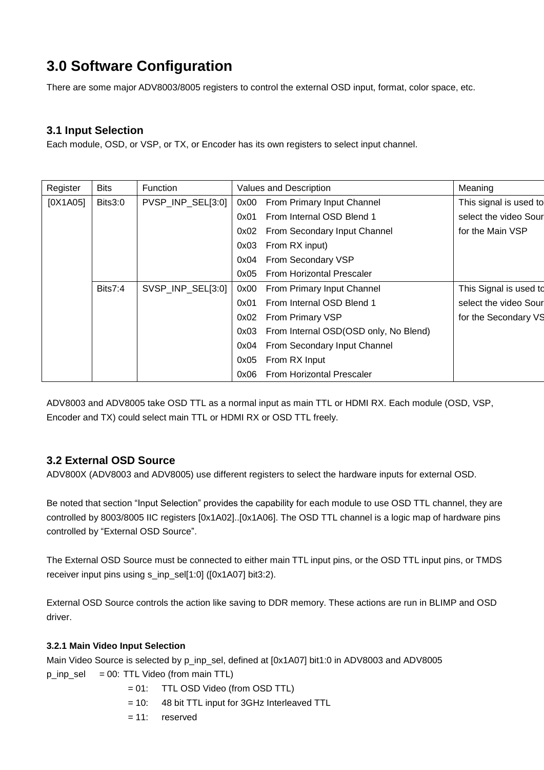# 3.0 Software Configuration

There are some major ADV8003/8005 registers to control the external OSD input, format, color space, etc.

## 3.1 Input Selection

Each module, OSD, or VSP, or TX, or Encoder has its own registers to select input channel.

| Register | Bits | Function | Values and Description | Meaning |
|---|---|---|---|---|
| [0X1A05] | Bits3:0 | PVSP_INP_SEL[3:0] | 0x00 From Primary Input Channel<br>0x01 From Internal OSD Blend 1<br>0x02 From Secondary Input Channel<br>0x03 From RX input)<br>0x04 From Secondary VSP<br>0x05 From Horizontal Prescaler | This signal is used to select the video Sour for the Main VSP |
| | Bits7:4 | SVSP_INP_SEL[3:0] | 0x00 From Primary Input Channel<br>0x01 From Internal OSD Blend 1<br>0x02 From Primary VSP<br>0x03 From Internal OSD(OSD only, No Blend)<br>0x04 From Secondary Input Channel<br>0x05 From RX Input<br>0x06 From Horizontal Prescaler | This Signal is used to select the video Sour for the Secondary VS |

ADV8003 and ADV8005 take OSD TTL as a normal input as main TTL or HDMI RX. Each module (OSD, VSP, Encoder and TX) could select main TTL or HDMI RX or OSD TTL freely.

## 3.2 External OSD Source

ADV800X (ADV8003 and ADV8005) use different registers to select the hardware inputs for external OSD.

Be noted that section "Input Selection" provides the capability for each module to use OSD TTL channel, they are controlled by 8003/8005 IIC registers [0x1A02]..[0x1A06]. The OSD TTL channel is a logic map of hardware pins controlled by "External OSD Source".

The External OSD Source must be connected to either main TTL input pins, or the OSD TTL input pins, or TMDS receiver input pins using s_inp_sel[1:0] ([0x1A07] bit3:2).

External OSD Source controls the action like saving to DDR memory. These actions are run in BLIMP and OSD driver.

### 3.2.1 Main Video Input Selection

Main Video Source is selected by p_inp_sel, defined at [0x1A07] bit1:0 in ADV8003 and ADV8005

p_inp_sel = 00: TTL Video (from main TTL)
= 01: TTL OSD Video (from OSD TTL)
= 10: 48 bit TTL input for 3GHz Interleaved TTL
= 11: reserved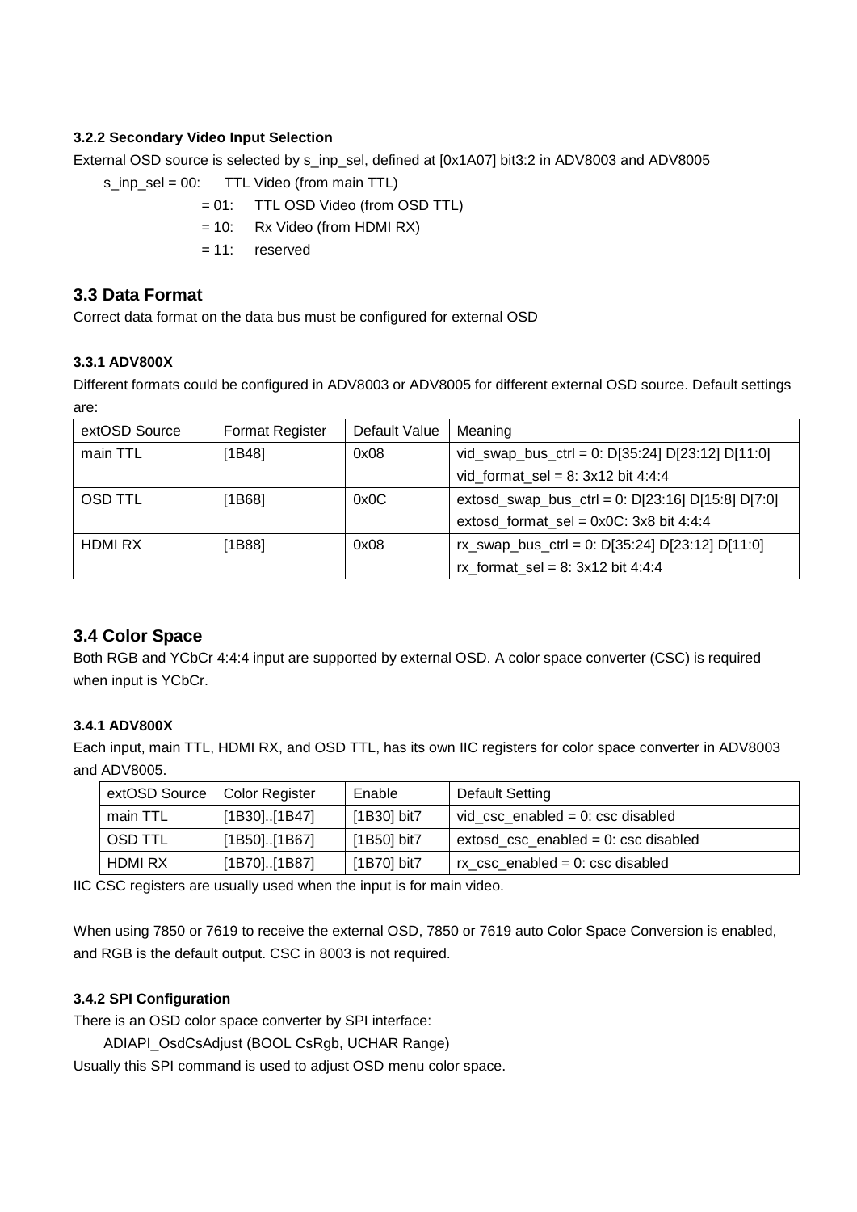#### 3.2.2 Secondary Video Input Selection

External OSD source is selected by s_inp_sel, defined at [0x1A07] bit3:2 in ADV8003 and ADV8005

s_inp_sel = 00: TTL Video (from main TTL)
= 01: TTL OSD Video (from OSD TTL)
= 10: Rx Video (from HDMI RX)
= 11: reserved

## 3.3 Data Format

Correct data format on the data bus must be configured for external OSD

#### 3.3.1 ADV800X

Different formats could be configured in ADV8003 or ADV8005 for different external OSD source. Default settings are:

| extOSD Source | Format Register | Default Value | Meaning |
|---|---|---|---|
| main TTL | [1B48] | 0x08 | vid_swap_bus_ctrl = 0: D[35:24] D[23:12] D[11:0]<br>vid_format_sel = 8: 3x12 bit 4:4:4 |
| OSD TTL | [1B68] | 0x0C | extosd_swap_bus_ctrl = 0: D[23:16] D[15:8] D[7:0]<br>extosd_format_sel = 0x0C: 3x8 bit 4:4:4 |
| HDMI RX | [1B88] | 0x08 | rx_swap_bus_ctrl = 0: D[35:24] D[23:12] D[11:0]<br>rx_format_sel = 8: 3x12 bit 4:4:4 |

## 3.4 Color Space

Both RGB and YCbCr 4:4:4 input are supported by external OSD. A color space converter (CSC) is required when input is YCbCr.

#### 3.4.1 ADV800X

Each input, main TTL, HDMI RX, and OSD TTL, has its own IIC registers for color space converter in ADV8003 and ADV8005.

| extOSD Source | Color Register | Enable | Default Setting |
|---|---|---|---|
| main TTL | [1B30]..[1B47] | [1B30] bit7 | vid_csc_enabled = 0: csc disabled |
| OSD TTL | [1B50]..[1B67] | [1B50] bit7 | extosd_csc_enabled = 0: csc disabled |
| HDMI RX | [1B70]..[1B87] | [1B70] bit7 | rx_csc_enabled = 0: csc disabled |

IIC CSC registers are usually used when the input is for main video.

When using 7850 or 7619 to receive the external OSD, 7850 or 7619 auto Color Space Conversion is enabled, and RGB is the default output. CSC in 8003 is not required.

#### 3.4.2 SPI Configuration

There is an OSD color space converter by SPI interface:

ADIAPI_OsdCsAdjust (BOOL CsRgb, UCHAR Range)

Usually this SPI command is used to adjust OSD menu color space.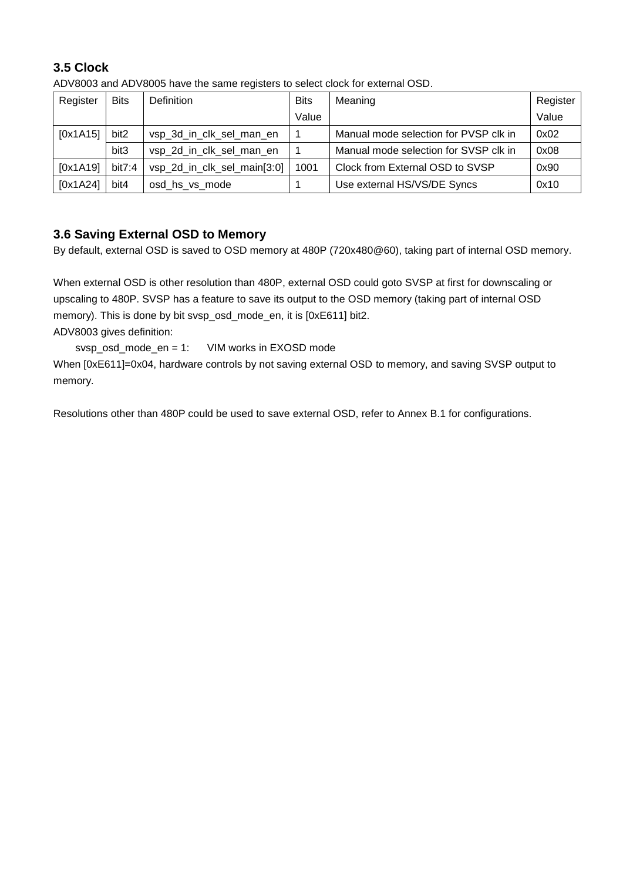### 3.5 Clock

ADV8003 and ADV8005 have the same registers to select clock for external OSD.

| Register | Bits | Definition | Bits Value | Meaning | Register Value |
|---|---|---|---|---|---|
| [0x1A15] | bit2 | vsp_3d_in_clk_sel_man_en | 1 | Manual mode selection for PVSP clk in | 0x02 |
| | bit3 | vsp_2d_in_clk_sel_man_en | 1 | Manual mode selection for SVSP clk in | 0x08 |
| [0x1A19] | bit7:4 | vsp_2d_in_clk_sel_main[3:0] | 1001 | Clock from External OSD to SVSP | 0x90 |
| [0x1A24] | bit4 | osd_hs_vs_mode | 1 | Use external HS/VS/DE Syncs | 0x10 |

### 3.6 Saving External OSD to Memory

By default, external OSD is saved to OSD memory at 480P (720x480@60), taking part of internal OSD memory.

When external OSD is other resolution than 480P, external OSD could goto SVSP at first for downscaling or upscaling to 480P. SVSP has a feature to save its output to the OSD memory (taking part of internal OSD memory). This is done by bit svsp_osd_mode_en, it is [0xE611] bit2.

ADV8003 gives definition:

svsp_osd_mode_en = 1: VIM works in EXOSD mode

When [0xE611]=0x04, hardware controls by not saving external OSD to memory, and saving SVSP output to memory.

Resolutions other than 480P could be used to save external OSD, refer to Annex B.1 for configurations.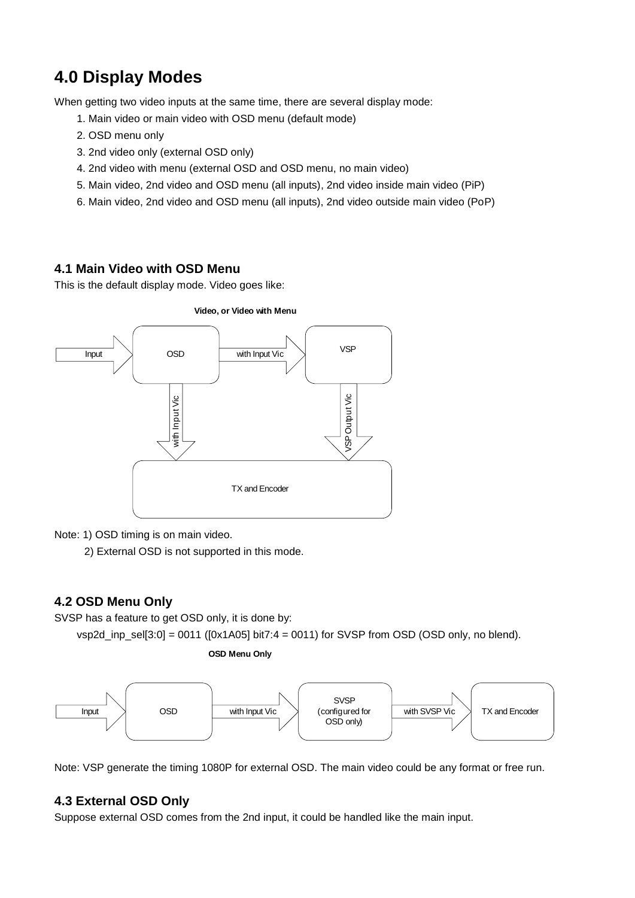# 4.0 Display Modes

When getting two video inputs at the same time, there are several display mode:

1. Main video or main video with OSD menu (default mode)
2. OSD menu only
3. 2nd video only (external OSD only)
4. 2nd video with menu (external OSD and OSD menu, no main video)
5. Main video, 2nd video and OSD menu (all inputs), 2nd video inside main video (PiP)
6. Main video, 2nd video and OSD menu (all inputs), 2nd video outside main video (PoP)

## 4.1 Main Video with OSD Menu

This is the default display mode. Video goes like:

**Video, or Video with Menu**

Input → OSD → with Input Vic → VSP

OSD → with Input Vic → TX and Encoder

VSP → VSP Output Vic → TX and Encoder

Note: 1) OSD timing is on main video.

2) External OSD is not supported in this mode.

## 4.2 OSD Menu Only

SVSP has a feature to get OSD only, it is done by:

vsp2d_inp_sel[3:0] = 0011 ([0x1A05] bit7:4 = 0011) for SVSP from OSD (OSD only, no blend).

**OSD Menu Only**

Input → OSD → with Input Vic → SVSP (configured for OSD only) → with SVSP Vic → TX and Encoder

Note: VSP generate the timing 1080P for external OSD. The main video could be any format or free run.

## 4.3 External OSD Only

Suppose external OSD comes from the 2nd input, it could be handled like the main input.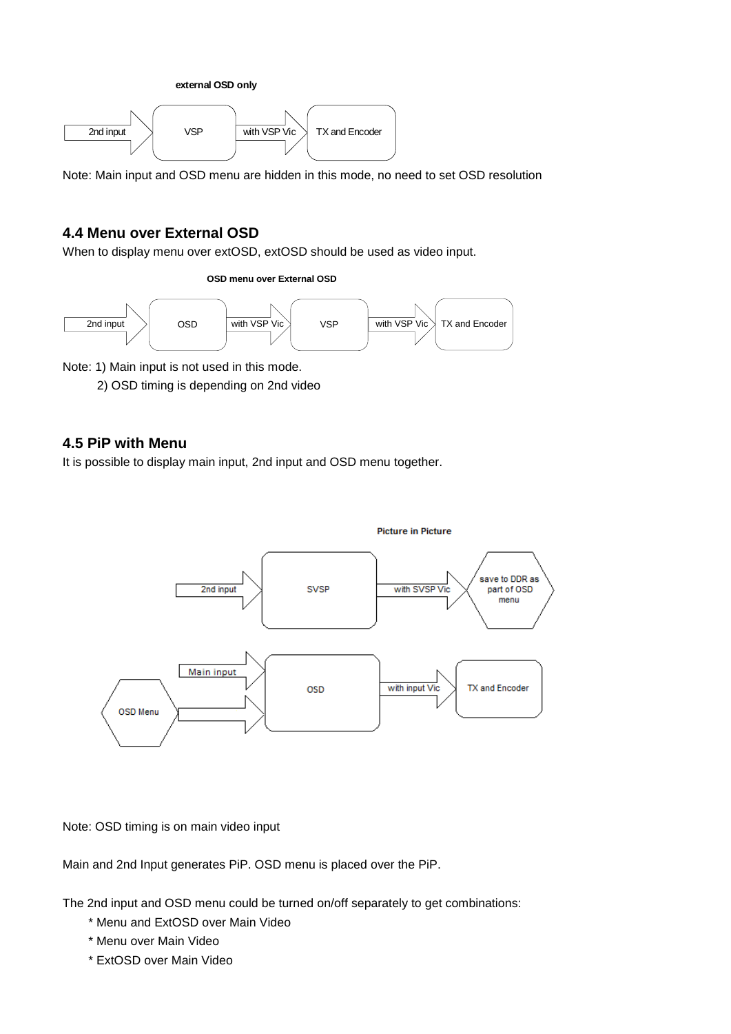**external OSD only**

2nd input → VSP → with VSP Vic → TX and Encoder

Note: Main input and OSD menu are hidden in this mode, no need to set OSD resolution

### 4.4 Menu over External OSD

When to display menu over extOSD, extOSD should be used as video input.

**OSD menu over External OSD**

2nd input → OSD → with VSP Vic → VSP → with VSP Vic → TX and Encoder

Note: 1) Main input is not used in this mode.

2) OSD timing is depending on 2nd video

### 4.5 PiP with Menu

It is possible to display main input, 2nd input and OSD menu together.

**Picture in Picture**

2nd input → SVSP → with SVSP Vic → save to DDR as part of OSD menu

Main input, OSD Menu → OSD → with input Vic → TX and Encoder

Note: OSD timing is on main video input

Main and 2nd Input generates PiP. OSD menu is placed over the PiP.

The 2nd input and OSD menu could be turned on/off separately to get combinations:

- Menu and ExtOSD over Main Video
- Menu over Main Video
- ExtOSD over Main Video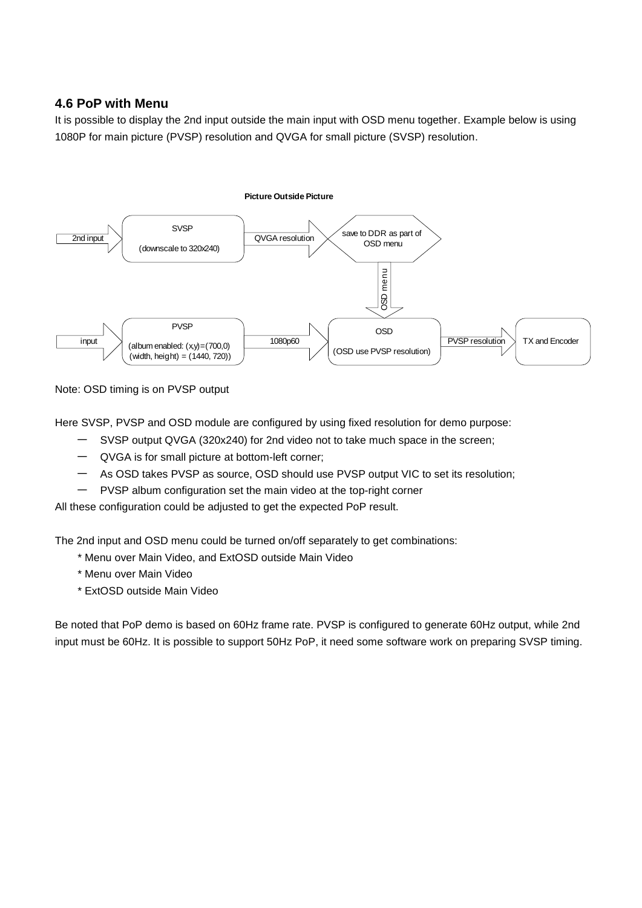### 4.6 PoP with Menu

It is possible to display the 2nd input outside the main input with OSD menu together. Example below is using 1080P for main picture (PVSP) resolution and QVGA for small picture (SVSP) resolution.

**Picture Outside Picture**

2nd input → SVSP (downscale to 320x240) → QVGA resolution → save to DDR as part of OSD menu → OSD menu

input → PVSP (album enabled: (x,y)=(700,0) (width, height) = (1440, 720)) → 1080p60 → OSD (OSD use PVSP resolution) → PVSP resolution → TX and Encoder

Note: OSD timing is on PVSP output

Here SVSP, PVSP and OSD module are configured by using fixed resolution for demo purpose:

- SVSP output QVGA (320x240) for 2nd video not to take much space in the screen;
- QVGA is for small picture at bottom-left corner;
- As OSD takes PVSP as source, OSD should use PVSP output VIC to set its resolution;
- PVSP album configuration set the main video at the top-right corner

All these configuration could be adjusted to get the expected PoP result.

The 2nd input and OSD menu could be turned on/off separately to get combinations:

* Menu over Main Video, and ExtOSD outside Main Video
* Menu over Main Video
* ExtOSD outside Main Video

Be noted that PoP demo is based on 60Hz frame rate. PVSP is configured to generate 60Hz output, while 2nd input must be 60Hz. It is possible to support 50Hz PoP, it need some software work on preparing SVSP timing.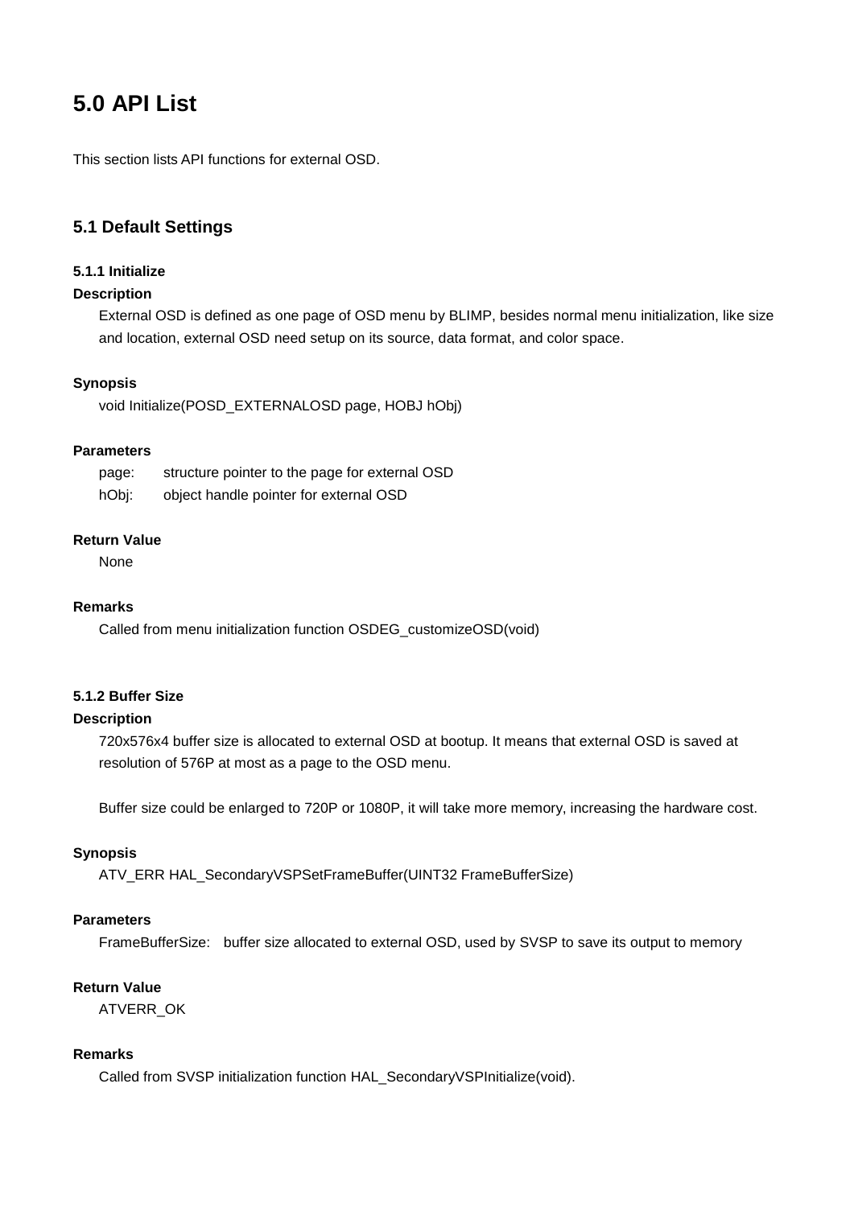# 5.0 API List

This section lists API functions for external OSD.

## 5.1 Default Settings

### 5.1.1 Initialize

**Description**

External OSD is defined as one page of OSD menu by BLIMP, besides normal menu initialization, like size and location, external OSD need setup on its source, data format, and color space.

**Synopsis**

void Initialize(POSD_EXTERNALOSD page, HOBJ hObj)

**Parameters**

page: structure pointer to the page for external OSD

hObj: object handle pointer for external OSD

**Return Value**

None

**Remarks**

Called from menu initialization function OSDEG_customizeOSD(void)

### 5.1.2 Buffer Size

**Description**

720x576x4 buffer size is allocated to external OSD at bootup. It means that external OSD is saved at resolution of 576P at most as a page to the OSD menu.

Buffer size could be enlarged to 720P or 1080P, it will take more memory, increasing the hardware cost.

**Synopsis**

ATV_ERR HAL_SecondaryVSPSetFrameBuffer(UINT32 FrameBufferSize)

**Parameters**

FrameBufferSize: buffer size allocated to external OSD, used by SVSP to save its output to memory

**Return Value**

ATVERR_OK

**Remarks**

Called from SVSP initialization function HAL_SecondaryVSPInitialize(void).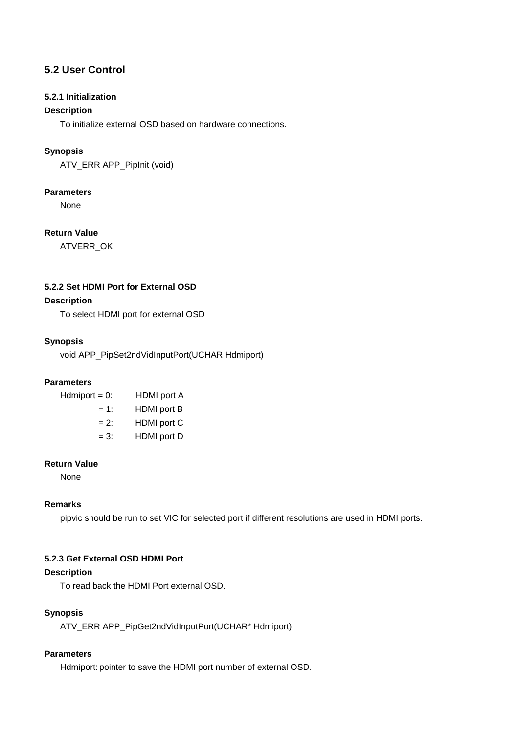## 5.2 User Control

#### 5.2.1 Initialization

**Description**

To initialize external OSD based on hardware connections.

**Synopsis**

ATV_ERR APP_PipInit (void)

**Parameters**

None

**Return Value**

ATVERR_OK

#### 5.2.2 Set HDMI Port for External OSD

**Description**

To select HDMI port for external OSD

**Synopsis**

void APP_PipSet2ndVidInputPort(UCHAR Hdmiport)

**Parameters**

Hdmiport = 0: HDMI port A
= 1: HDMI port B
= 2: HDMI port C
= 3: HDMI port D

**Return Value**

None

**Remarks**

pipvic should be run to set VIC for selected port if different resolutions are used in HDMI ports.

#### 5.2.3 Get External OSD HDMI Port

**Description**

To read back the HDMI Port external OSD.

**Synopsis**

ATV_ERR APP_PipGet2ndVidInputPort(UCHAR* Hdmiport)

**Parameters**

Hdmiport: pointer to save the HDMI port number of external OSD.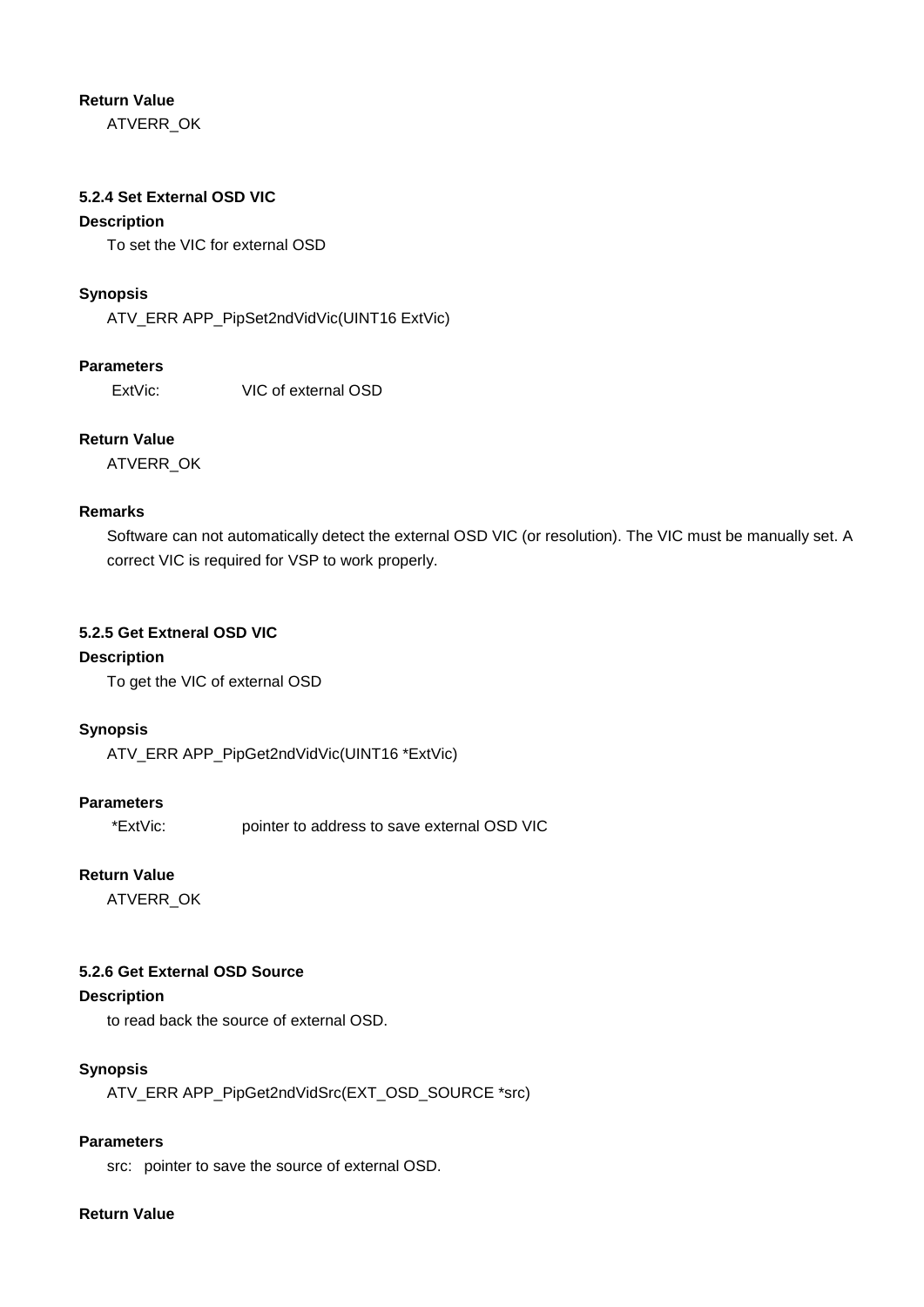**Return Value**

ATVERR_OK

### 5.2.4 Set External OSD VIC

**Description**

To set the VIC for external OSD

**Synopsis**

ATV_ERR APP_PipSet2ndVidVic(UINT16 ExtVic)

**Parameters**

ExtVic: VIC of external OSD

**Return Value**

ATVERR_OK

**Remarks**

Software can not automatically detect the external OSD VIC (or resolution). The VIC must be manually set. A correct VIC is required for VSP to work properly.

### 5.2.5 Get Extneral OSD VIC

**Description**

To get the VIC of external OSD

**Synopsis**

ATV_ERR APP_PipGet2ndVidVic(UINT16 *ExtVic)

**Parameters**

*ExtVic: pointer to address to save external OSD VIC

**Return Value**

ATVERR_OK

### 5.2.6 Get External OSD Source

**Description**

to read back the source of external OSD.

**Synopsis**

ATV_ERR APP_PipGet2ndVidSrc(EXT_OSD_SOURCE *src)

**Parameters**

src: pointer to save the source of external OSD.

**Return Value**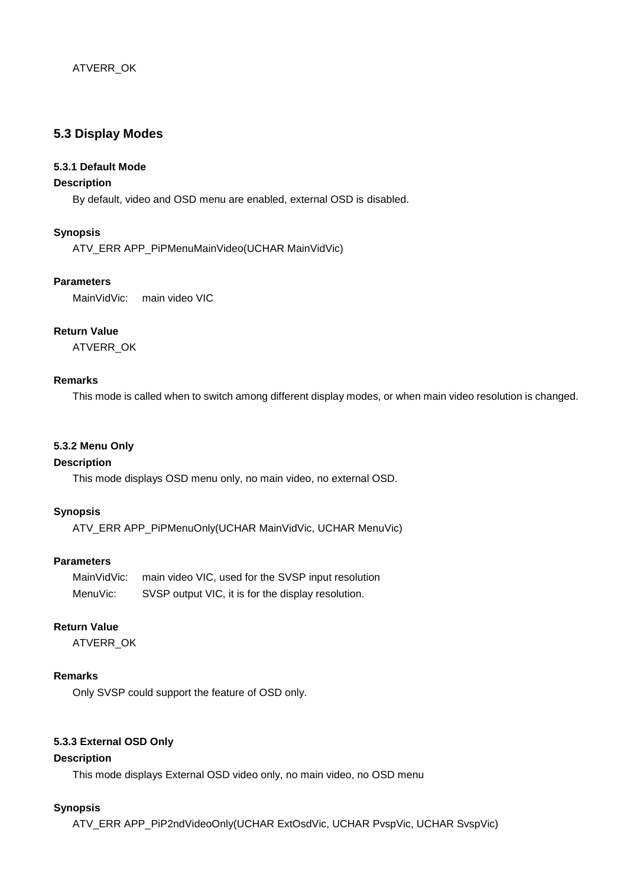ATVERR_OK

## 5.3 Display Modes

#### 5.3.1 Default Mode

**Description**

By default, video and OSD menu are enabled, external OSD is disabled.

**Synopsis**

ATV_ERR APP_PiPMenuMainVideo(UCHAR MainVidVic)

**Parameters**

MainVidVic: main video VIC

**Return Value**

ATVERR_OK

**Remarks**

This mode is called when to switch among different display modes, or when main video resolution is changed.

#### 5.3.2 Menu Only

**Description**

This mode displays OSD menu only, no main video, no external OSD.

**Synopsis**

ATV_ERR APP_PiPMenuOnly(UCHAR MainVidVic, UCHAR MenuVic)

**Parameters**

MainVidVic: main video VIC, used for the SVSP input resolution

MenuVic: SVSP output VIC, it is for the display resolution.

**Return Value**

ATVERR_OK

**Remarks**

Only SVSP could support the feature of OSD only.

#### 5.3.3 External OSD Only

**Description**

This mode displays External OSD video only, no main video, no OSD menu

**Synopsis**

ATV_ERR APP_PiP2ndVideoOnly(UCHAR ExtOsdVic, UCHAR PvspVic, UCHAR SvspVic)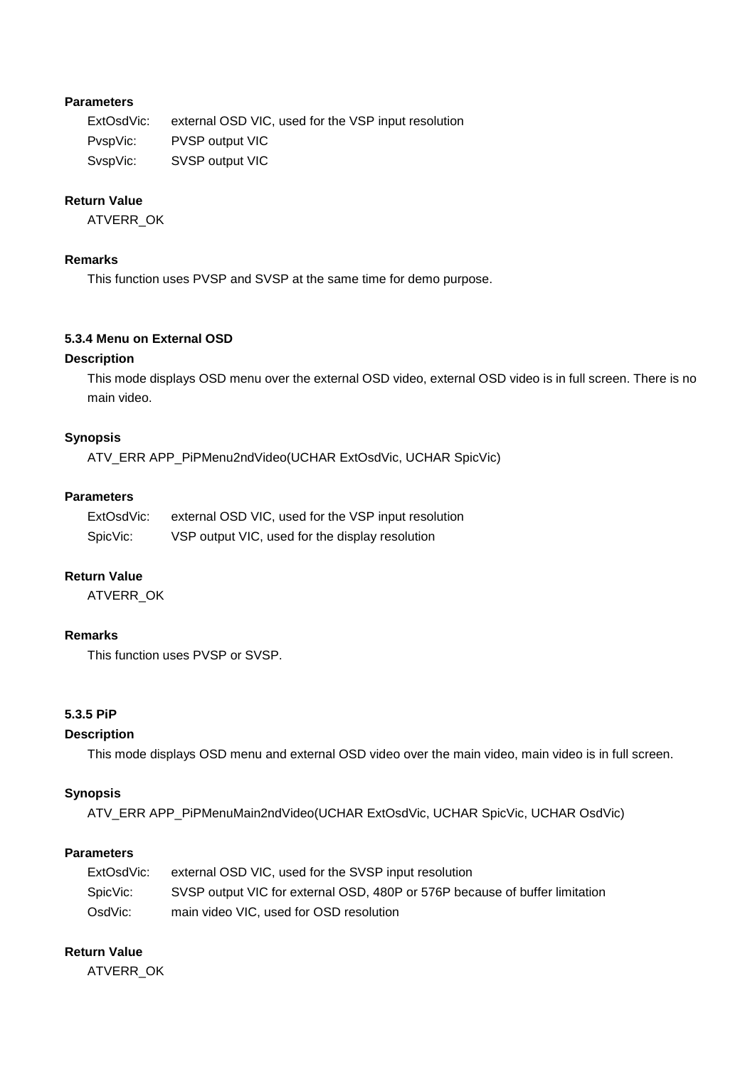**Parameters**

| | |
|---|---|
| ExtOsdVic: | external OSD VIC, used for the VSP input resolution |
| PvspVic: | PVSP output VIC |
| SvspVic: | SVSP output VIC |

**Return Value**

ATVERR_OK

**Remarks**

This function uses PVSP and SVSP at the same time for demo purpose.

### 5.3.4 Menu on External OSD

**Description**

This mode displays OSD menu over the external OSD video, external OSD video is in full screen. There is no main video.

**Synopsis**

```
ATV_ERR APP_PiPMenu2ndVideo(UCHAR ExtOsdVic, UCHAR SpicVic)
```

**Parameters**

| | |
|---|---|
| ExtOsdVic: | external OSD VIC, used for the VSP input resolution |
| SpicVic: | VSP output VIC, used for the display resolution |

**Return Value**

ATVERR_OK

**Remarks**

This function uses PVSP or SVSP.

### 5.3.5 PiP

**Description**

This mode displays OSD menu and external OSD video over the main video, main video is in full screen.

**Synopsis**

```
ATV_ERR APP_PiPMenuMain2ndVideo(UCHAR ExtOsdVic, UCHAR SpicVic, UCHAR OsdVic)
```

**Parameters**

| | |
|---|---|
| ExtOsdVic: | external OSD VIC, used for the SVSP input resolution |
| SpicVic: | SVSP output VIC for external OSD, 480P or 576P because of buffer limitation |
| OsdVic: | main video VIC, used for OSD resolution |

**Return Value**

ATVERR_OK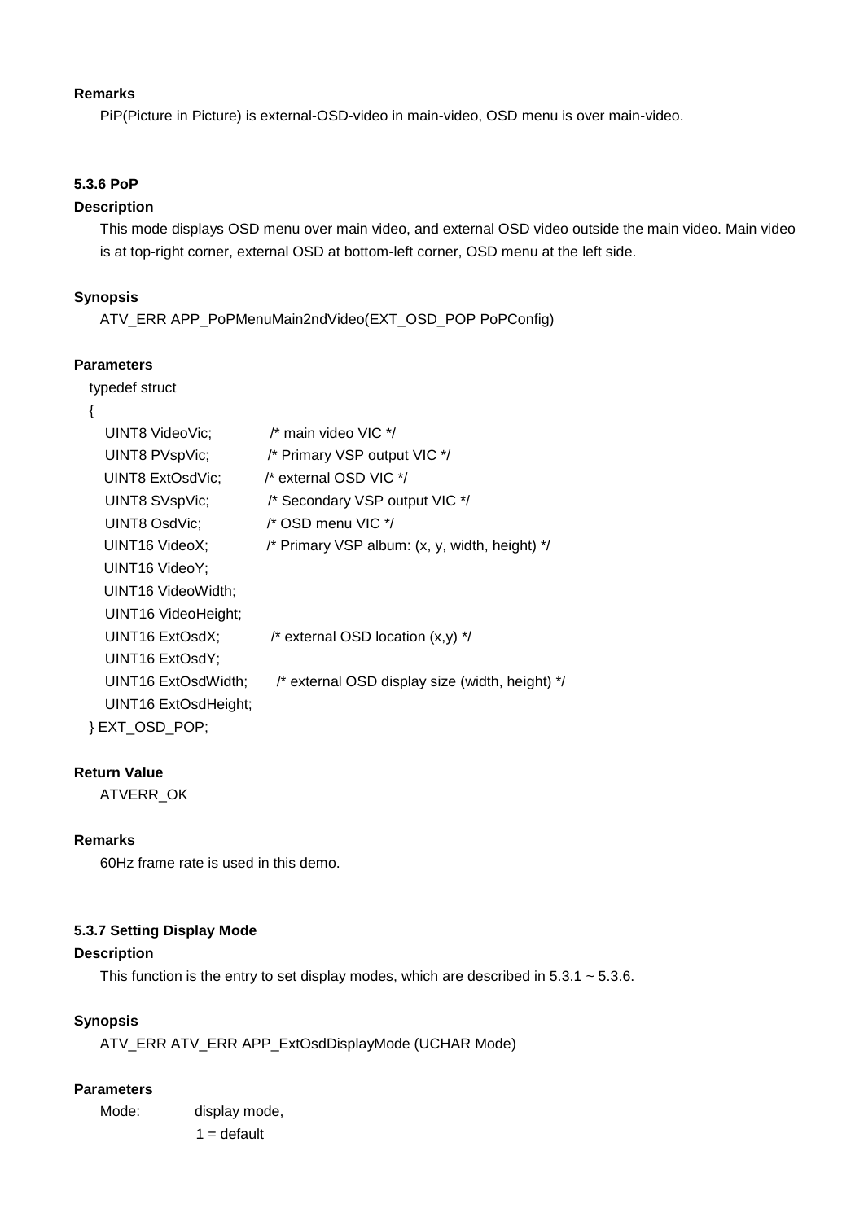**Remarks**

PiP(Picture in Picture) is external-OSD-video in main-video, OSD menu is over main-video.

### 5.3.6 PoP

**Description**

This mode displays OSD menu over main video, and external OSD video outside the main video. Main video is at top-right corner, external OSD at bottom-left corner, OSD menu at the left side.

**Synopsis**

ATV_ERR APP_PoPMenuMain2ndVideo(EXT_OSD_POP PoPConfig)

**Parameters**

```
typedef struct
{
    UINT8 VideoVic;          /* main video VIC */
    UINT8 PVspVic;           /* Primary VSP output VIC */
    UINT8 ExtOsdVic;         /* external OSD VIC */
    UINT8 SVspVic;           /* Secondary VSP output VIC */
    UINT8 OsdVic;            /* OSD menu VIC */
    UINT16 VideoX;           /* Primary VSP album: (x, y, width, height) */
    UINT16 VideoY;
    UINT16 VideoWidth;
    UINT16 VideoHeight;
    UINT16 ExtOsdX;          /* external OSD location (x,y) */
    UINT16 ExtOsdY;
    UINT16 ExtOsdWidth;      /* external OSD display size (width, height) */
    UINT16 ExtOsdHeight;
} EXT_OSD_POP;
```

**Return Value**

ATVERR_OK

**Remarks**

60Hz frame rate is used in this demo.

### 5.3.7 Setting Display Mode

**Description**

This function is the entry to set display modes, which are described in 5.3.1 ~ 5.3.6.

**Synopsis**

ATV_ERR ATV_ERR APP_ExtOsdDisplayMode (UCHAR Mode)

**Parameters**

Mode: display mode,
1 = default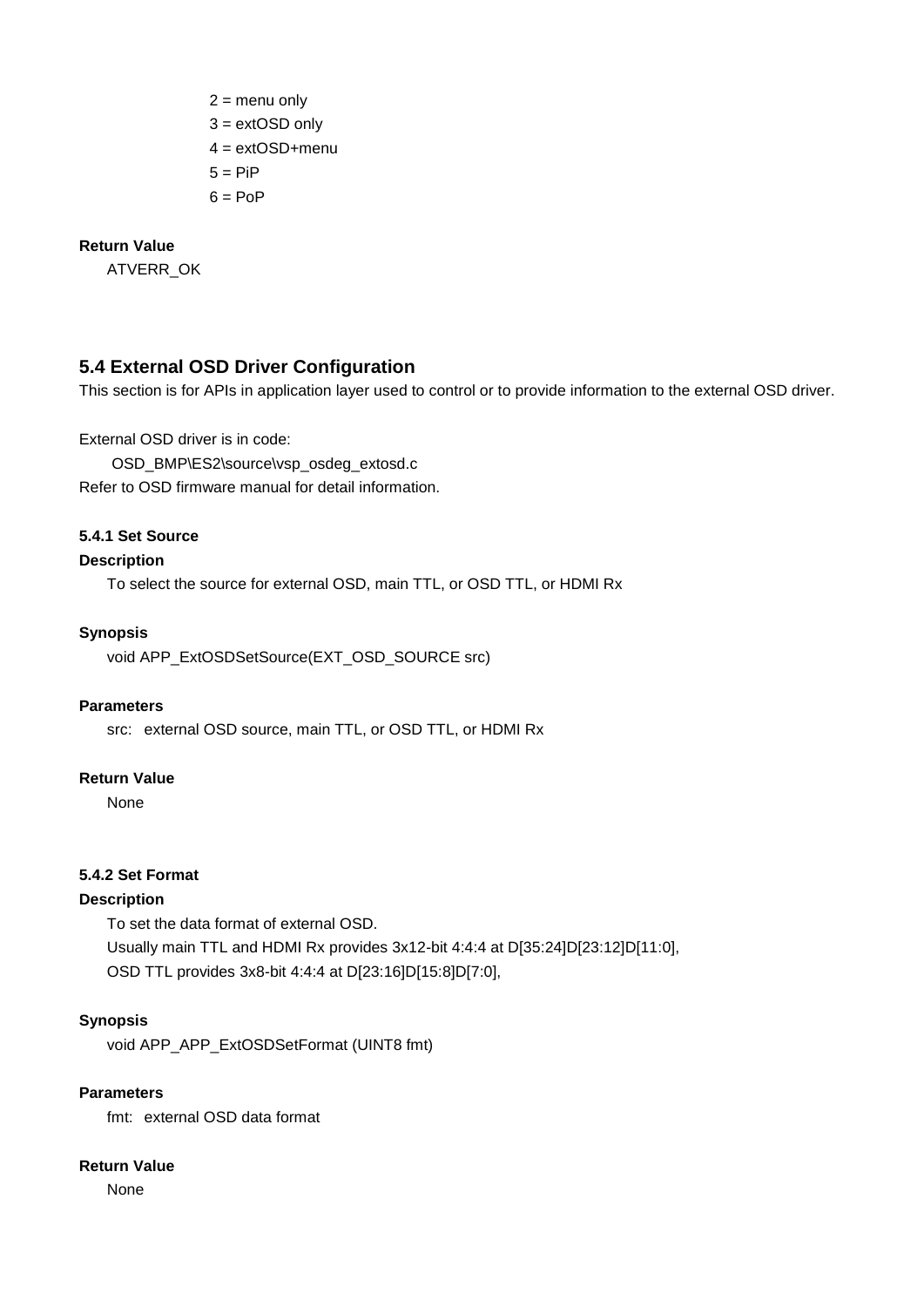2 = menu only
3 = extOSD only
4 = extOSD+menu
5 = PiP
6 = PoP

**Return Value**

ATVERR_OK

## 5.4 External OSD Driver Configuration

This section is for APIs in application layer used to control or to provide information to the external OSD driver.

External OSD driver is in code:

OSD_BMP\ES2\source\vsp_osdeg_extosd.c

Refer to OSD firmware manual for detail information.

### 5.4.1 Set Source

**Description**

To select the source for external OSD, main TTL, or OSD TTL, or HDMI Rx

**Synopsis**

```
void APP_ExtOSDSetSource(EXT_OSD_SOURCE src)
```

**Parameters**

src: external OSD source, main TTL, or OSD TTL, or HDMI Rx

**Return Value**

None

### 5.4.2 Set Format

**Description**

To set the data format of external OSD.
Usually main TTL and HDMI Rx provides 3x12-bit 4:4:4 at D[35:24]D[23:12]D[11:0],
OSD TTL provides 3x8-bit 4:4:4 at D[23:16]D[15:8]D[7:0],

**Synopsis**

```
void APP_APP_ExtOSDSetFormat (UINT8 fmt)
```

**Parameters**

fmt: external OSD data format

**Return Value**

None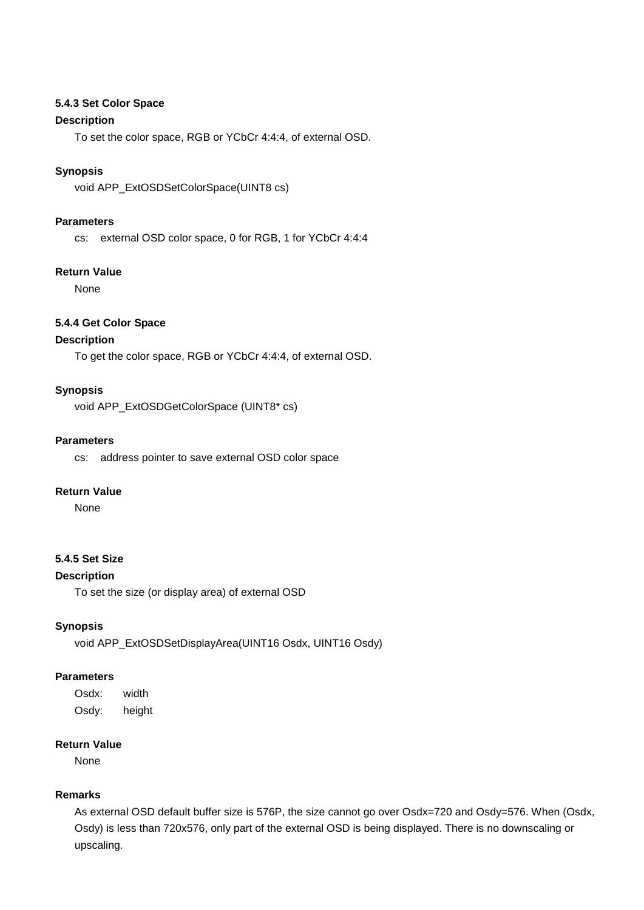### 5.4.3 Set Color Space

**Description**

To set the color space, RGB or YCbCr 4:4:4, of external OSD.

**Synopsis**

```
void APP_ExtOSDSetColorSpace(UINT8 cs)
```

**Parameters**

cs: external OSD color space, 0 for RGB, 1 for YCbCr 4:4:4

**Return Value**

None

### 5.4.4 Get Color Space

**Description**

To get the color space, RGB or YCbCr 4:4:4, of external OSD.

**Synopsis**

```
void APP_ExtOSDGetColorSpace (UINT8* cs)
```

**Parameters**

cs: address pointer to save external OSD color space

**Return Value**

None

### 5.4.5 Set Size

**Description**

To set the size (or display area) of external OSD

**Synopsis**

```
void APP_ExtOSDSetDisplayArea(UINT16 Osdx, UINT16 Osdy)
```

**Parameters**

Osdx: width

Osdy: height

**Return Value**

None

**Remarks**

As external OSD default buffer size is 576P, the size cannot go over Osdx=720 and Osdy=576. When (Osdx, Osdy) is less than 720x576, only part of the external OSD is being displayed. There is no downscaling or upscaling.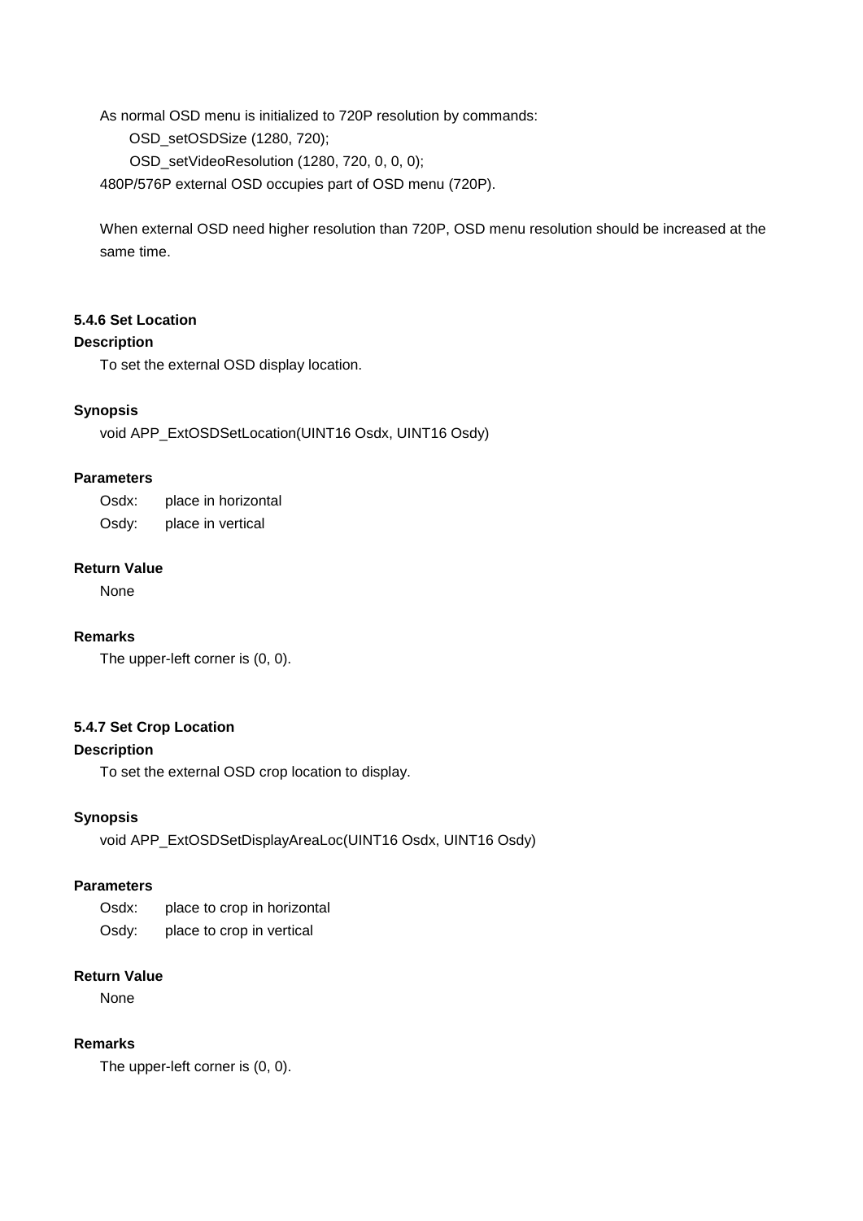As normal OSD menu is initialized to 720P resolution by commands:

```
OSD_setOSDSize (1280, 720);
OSD_setVideoResolution (1280, 720, 0, 0, 0);
```

480P/576P external OSD occupies part of OSD menu (720P).

When external OSD need higher resolution than 720P, OSD menu resolution should be increased at the same time.

### 5.4.6 Set Location

**Description**

To set the external OSD display location.

**Synopsis**

```
void APP_ExtOSDSetLocation(UINT16 Osdx, UINT16 Osdy)
```

**Parameters**

Osdx: place in horizontal

Osdy: place in vertical

**Return Value**

None

**Remarks**

The upper-left corner is (0, 0).

### 5.4.7 Set Crop Location

**Description**

To set the external OSD crop location to display.

**Synopsis**

```
void APP_ExtOSDSetDisplayAreaLoc(UINT16 Osdx, UINT16 Osdy)
```

**Parameters**

Osdx: place to crop in horizontal

Osdy: place to crop in vertical

**Return Value**

None

**Remarks**

The upper-left corner is (0, 0).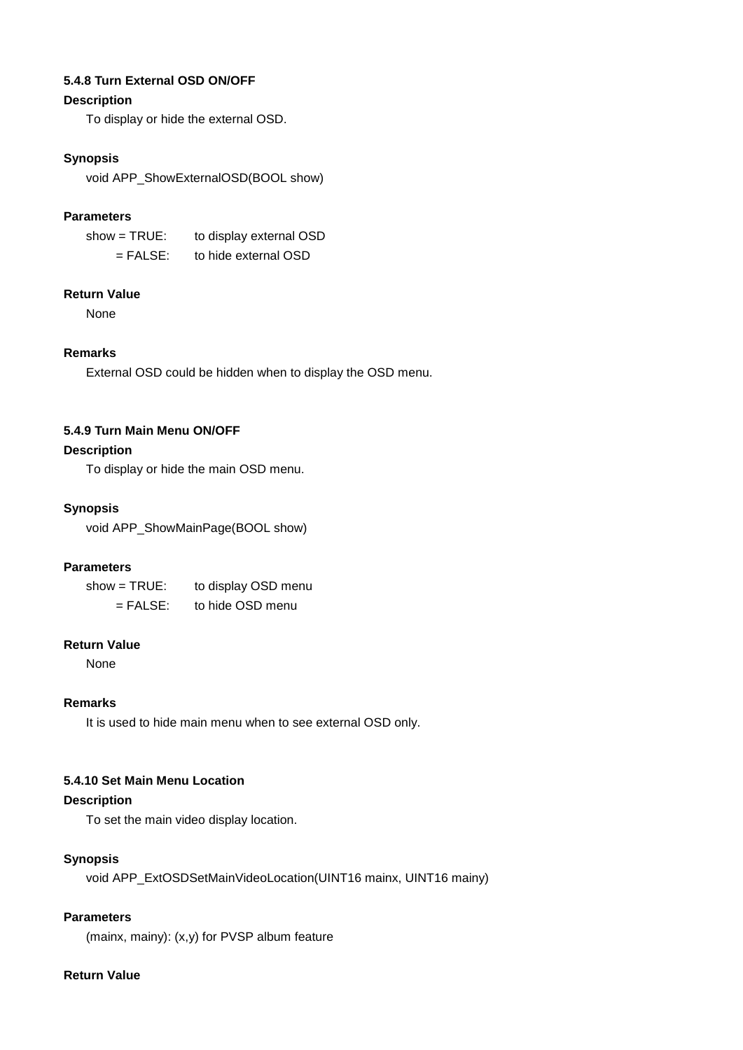### 5.4.8 Turn External OSD ON/OFF

**Description**

To display or hide the external OSD.

**Synopsis**

```
void APP_ShowExternalOSD(BOOL show)
```

**Parameters**

show = TRUE: to display external OSD
= FALSE: to hide external OSD

**Return Value**

None

**Remarks**

External OSD could be hidden when to display the OSD menu.

### 5.4.9 Turn Main Menu ON/OFF

**Description**

To display or hide the main OSD menu.

**Synopsis**

```
void APP_ShowMainPage(BOOL show)
```

**Parameters**

show = TRUE: to display OSD menu
= FALSE: to hide OSD menu

**Return Value**

None

**Remarks**

It is used to hide main menu when to see external OSD only.

### 5.4.10 Set Main Menu Location

**Description**

To set the main video display location.

**Synopsis**

```
void APP_ExtOSDSetMainVideoLocation(UINT16 mainx, UINT16 mainy)
```

**Parameters**

(mainx, mainy): (x,y) for PVSP album feature

**Return Value**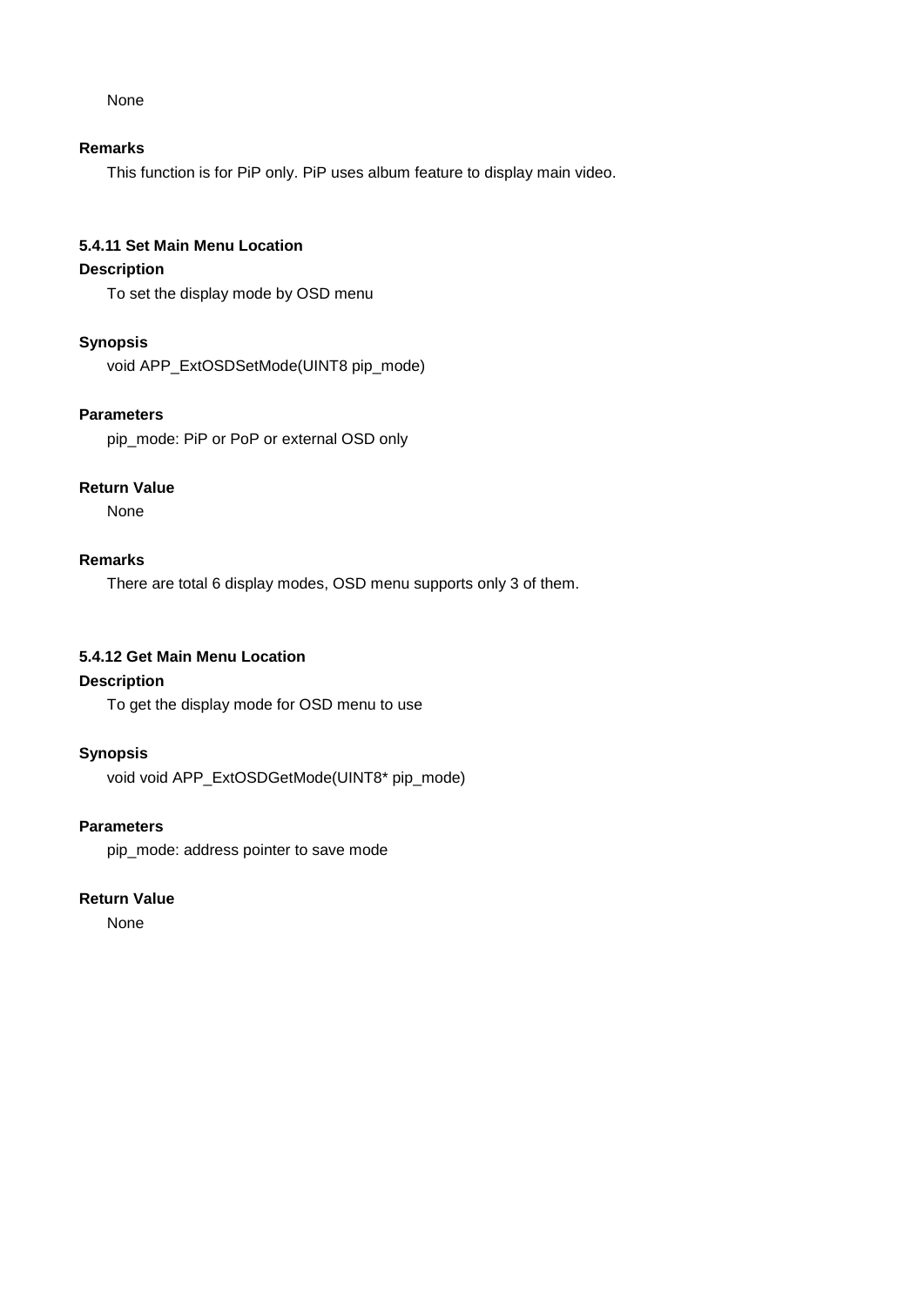None

**Remarks**

This function is for PiP only. PiP uses album feature to display main video.

### 5.4.11 Set Main Menu Location

**Description**

To set the display mode by OSD menu

**Synopsis**

void APP_ExtOSDSetMode(UINT8 pip_mode)

**Parameters**

pip_mode: PiP or PoP or external OSD only

**Return Value**

None

**Remarks**

There are total 6 display modes, OSD menu supports only 3 of them.

### 5.4.12 Get Main Menu Location

**Description**

To get the display mode for OSD menu to use

**Synopsis**

void void APP_ExtOSDGetMode(UINT8* pip_mode)

**Parameters**

pip_mode: address pointer to save mode

**Return Value**

None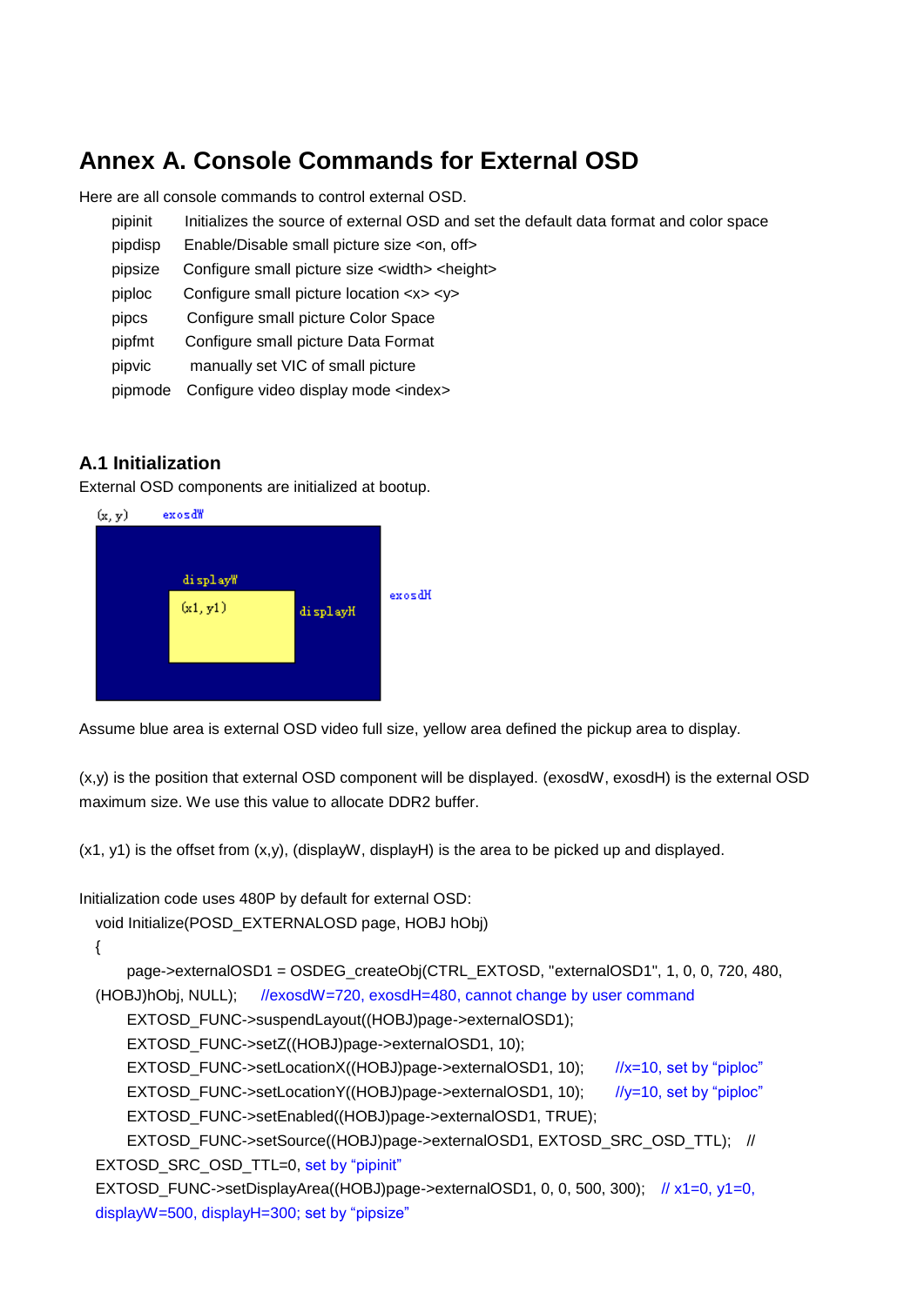# Annex A. Console Commands for External OSD

Here are all console commands to control external OSD.

| | |
|---|---|
| pipinit | Initializes the source of external OSD and set the default data format and color space |
| pipdisp | Enable/Disable small picture size <on, off> |
| pipsize | Configure small picture size <width> <height> |
| piploc | Configure small picture location <x> <y> |
| pipcs | Configure small picture Color Space |
| pipfmt | Configure small picture Data Format |
| pipvic | manually set VIC of small picture |
| pipmode | Configure video display mode <index> |

## A.1 Initialization

External OSD components are initialized at bootup.

Assume blue area is external OSD video full size, yellow area defined the pickup area to display.

(x,y) is the position that external OSD component will be displayed. (exosdW, exosdH) is the external OSD maximum size. We use this value to allocate DDR2 buffer.

(x1, y1) is the offset from (x,y), (displayW, displayH) is the area to be picked up and displayed.

Initialization code uses 480P by default for external OSD:

```
void Initialize(POSD_EXTERNALOSD page, HOBJ hObj)
{
    page->externalOSD1 = OSDEG_createObj(CTRL_EXTOSD, "externalOSD1", 1, 0, 0, 720, 480,
(HOBJ)hObj, NULL);    //exosdW=720, exosdH=480, cannot change by user command
    EXTOSD_FUNC->suspendLayout((HOBJ)page->externalOSD1);
    EXTOSD_FUNC->setZ((HOBJ)page->externalOSD1, 10);
    EXTOSD_FUNC->setLocationX((HOBJ)page->externalOSD1, 10);    //x=10, set by "piploc"
    EXTOSD_FUNC->setLocationY((HOBJ)page->externalOSD1, 10);    //y=10, set by "piploc"
    EXTOSD_FUNC->setEnabled((HOBJ)page->externalOSD1, TRUE);
    EXTOSD_FUNC->setSource((HOBJ)page->externalOSD1, EXTOSD_SRC_OSD_TTL);    //
EXTOSD_SRC_OSD_TTL=0, set by "pipinit"
EXTOSD_FUNC->setDisplayArea((HOBJ)page->externalOSD1, 0, 0, 500, 300);    // x1=0, y1=0,
displayW=500, displayH=300; set by "pipsize"
```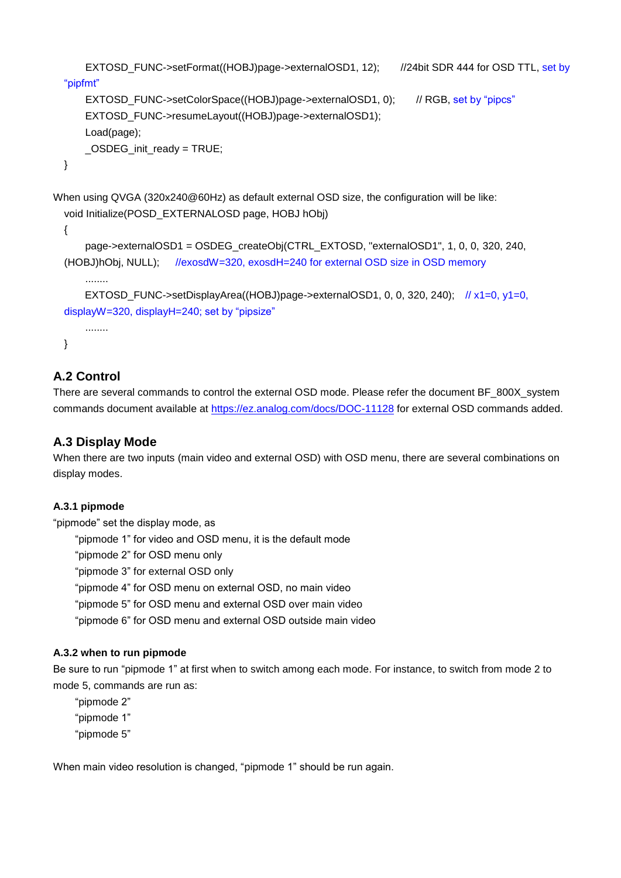```
    EXTOSD_FUNC->setFormat((HOBJ)page->externalOSD1, 12);      //24bit SDR 444 for OSD TTL, set by "pipfmt"
    EXTOSD_FUNC->setColorSpace((HOBJ)page->externalOSD1, 0);      // RGB, set by "pipcs"
    EXTOSD_FUNC->resumeLayout((HOBJ)page->externalOSD1);
    Load(page);
    _OSDEG_init_ready = TRUE;
}
```

When using QVGA (320x240@60Hz) as default external OSD size, the configuration will be like:

```
void Initialize(POSD_EXTERNALOSD page, HOBJ hObj)
{
    page->externalOSD1 = OSDEG_createObj(CTRL_EXTOSD, "externalOSD1", 1, 0, 0, 320, 240,
(HOBJ)hObj, NULL);     //exosdW=320, exosdH=240 for external OSD size in OSD memory
    ........
    EXTOSD_FUNC->setDisplayArea((HOBJ)page->externalOSD1, 0, 0, 320, 240);   // x1=0, y1=0,
displayW=320, displayH=240; set by "pipsize"
    ........
}
```

## A.2 Control

There are several commands to control the external OSD mode. Please refer the document BF_800X_system commands document available at https://ez.analog.com/docs/DOC-11128 for external OSD commands added.

## A.3 Display Mode

When there are two inputs (main video and external OSD) with OSD menu, there are several combinations on display modes.

### A.3.1 pipmode

"pipmode" set the display mode, as

- "pipmode 1" for video and OSD menu, it is the default mode
- "pipmode 2" for OSD menu only
- "pipmode 3" for external OSD only
- "pipmode 4" for OSD menu on external OSD, no main video
- "pipmode 5" for OSD menu and external OSD over main video
- "pipmode 6" for OSD menu and external OSD outside main video

### A.3.2 when to run pipmode

Be sure to run "pipmode 1" at first when to switch among each mode. For instance, to switch from mode 2 to mode 5, commands are run as:

"pipmode 2"
"pipmode 1"
"pipmode 5"

When main video resolution is changed, "pipmode 1" should be run again.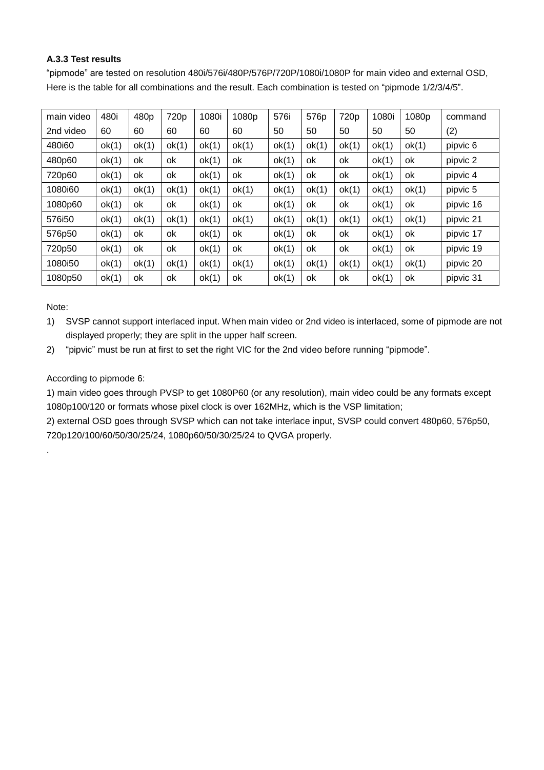**A.3.3 Test results**

"pipmode" are tested on resolution 480i/576i/480P/576P/720P/1080i/1080P for main video and external OSD, Here is the table for all combinations and the result. Each combination is tested on "pipmode 1/2/3/4/5".

| main video<br>2nd video | 480i<br>60 | 480p<br>60 | 720p<br>60 | 1080i<br>60 | 1080p<br>60 | 576i<br>50 | 576p<br>50 | 720p<br>50 | 1080i<br>50 | 1080p<br>50 | command<br>(2) |
|---|---|---|---|---|---|---|---|---|---|---|---|
| 480i60 | ok(1) | ok(1) | ok(1) | ok(1) | ok(1) | ok(1) | ok(1) | ok(1) | ok(1) | ok(1) | pipvic 6 |
| 480p60 | ok(1) | ok | ok | ok(1) | ok | ok(1) | ok | ok | ok(1) | ok | pipvic 2 |
| 720p60 | ok(1) | ok | ok | ok(1) | ok | ok(1) | ok | ok | ok(1) | ok | pipvic 4 |
| 1080i60 | ok(1) | ok(1) | ok(1) | ok(1) | ok(1) | ok(1) | ok(1) | ok(1) | ok(1) | ok(1) | pipvic 5 |
| 1080p60 | ok(1) | ok | ok | ok(1) | ok | ok(1) | ok | ok | ok(1) | ok | pipvic 16 |
| 576i50 | ok(1) | ok(1) | ok(1) | ok(1) | ok(1) | ok(1) | ok(1) | ok(1) | ok(1) | ok(1) | pipvic 21 |
| 576p50 | ok(1) | ok | ok | ok(1) | ok | ok(1) | ok | ok | ok(1) | ok | pipvic 17 |
| 720p50 | ok(1) | ok | ok | ok(1) | ok | ok(1) | ok | ok | ok(1) | ok | pipvic 19 |
| 1080i50 | ok(1) | ok(1) | ok(1) | ok(1) | ok(1) | ok(1) | ok(1) | ok(1) | ok(1) | ok(1) | pipvic 20 |
| 1080p50 | ok(1) | ok | ok | ok(1) | ok | ok(1) | ok | ok | ok(1) | ok | pipvic 31 |

Note:

1) SVSP cannot support interlaced input. When main video or 2nd video is interlaced, some of pipmode are not displayed properly; they are split in the upper half screen.
2) "pipvic" must be run at first to set the right VIC for the 2nd video before running "pipmode".

According to pipmode 6:

1) main video goes through PVSP to get 1080P60 (or any resolution), main video could be any formats except 1080p100/120 or formats whose pixel clock is over 162MHz, which is the VSP limitation;

2) external OSD goes through SVSP which can not take interlace input, SVSP could convert 480p60, 576p50, 720p120/100/60/50/30/25/24, 1080p60/50/30/25/24 to QVGA properly.

.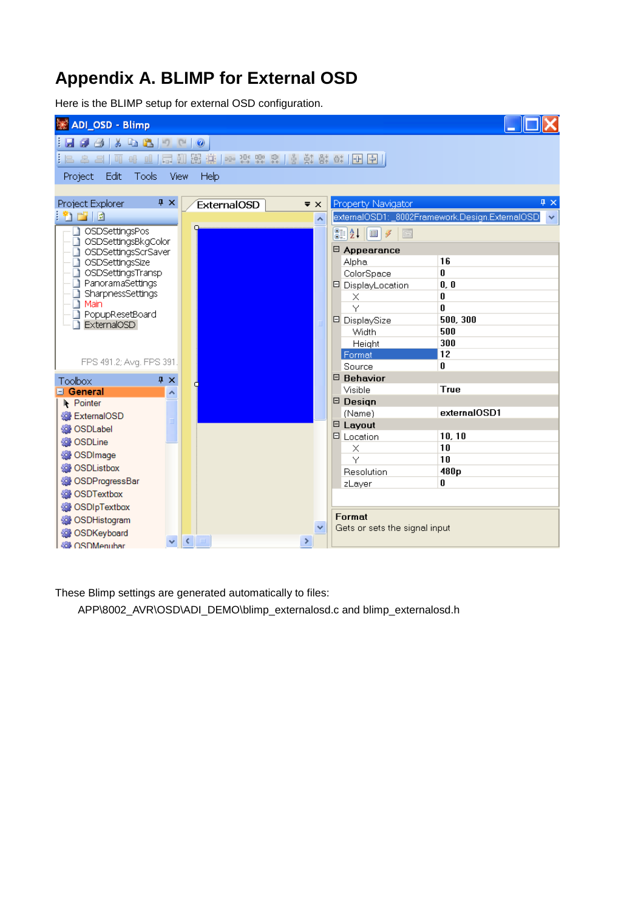# Appendix A. BLIMP for External OSD

Here is the BLIMP setup for external OSD configuration.

These Blimp settings are generated automatically to files:

APP\8002_AVR\OSD\ADI_DEMO\blimp_externalosd.c and blimp_externalosd.h